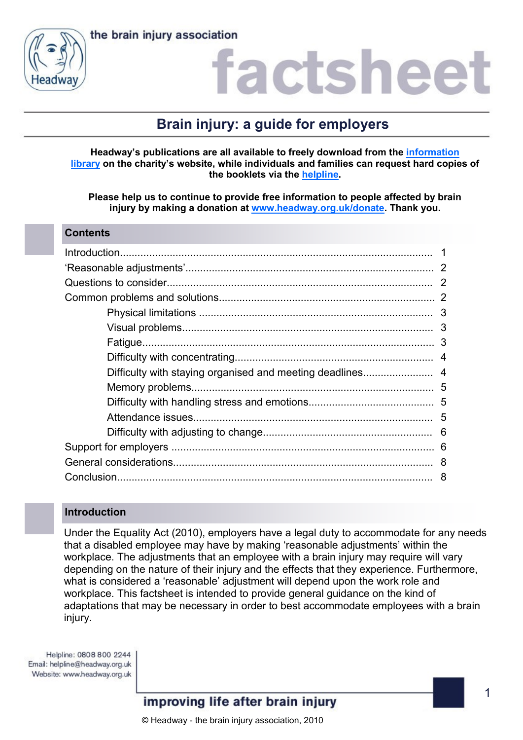the brain injury association

# factsheet

## Brain injury: a guide for employers

**Headway's publications are all available to freely download from the information library on the charity's website, while individuals and families can request hard copies of the booklets via the helpline.**

**Please help us to continue to provide free information to people affected by brain injury by making a donation at www.headway.org.uk/donate. Thank you.**

### Contents

| | |
|---|---|
| Introduction | 1 |
| 'Reasonable adjustments' | 2 |
| Questions to consider | 2 |
| Common problems and solutions | 2 |
| Physical limitations | 3 |
| Visual problems | 3 |
| Fatigue | 3 |
| Difficulty with concentrating | 4 |
| Difficulty with staying organised and meeting deadlines | 4 |
| Memory problems | 5 |
| Difficulty with handling stress and emotions | 5 |
| Attendance issues | 5 |
| Difficulty with adjusting to change | 6 |
| Support for employers | 6 |
| General considerations | 8 |
| Conclusion | 8 |

### Introduction

Under the Equality Act (2010), employers have a legal duty to accommodate for any needs that a disabled employee may have by making 'reasonable adjustments' within the workplace. The adjustments that an employee with a brain injury may require will vary depending on the nature of their injury and the effects that they experience. Furthermore, what is considered a 'reasonable' adjustment will depend upon the work role and workplace. This factsheet is intended to provide general guidance on the kind of adaptations that may be necessary in order to best accommodate employees with a brain injury.

Helpline: 0808 800 2244
Email: helpline@headway.org.uk
Website: www.headway.org.uk

improving life after brain injury

© Headway - the brain injury association, 2010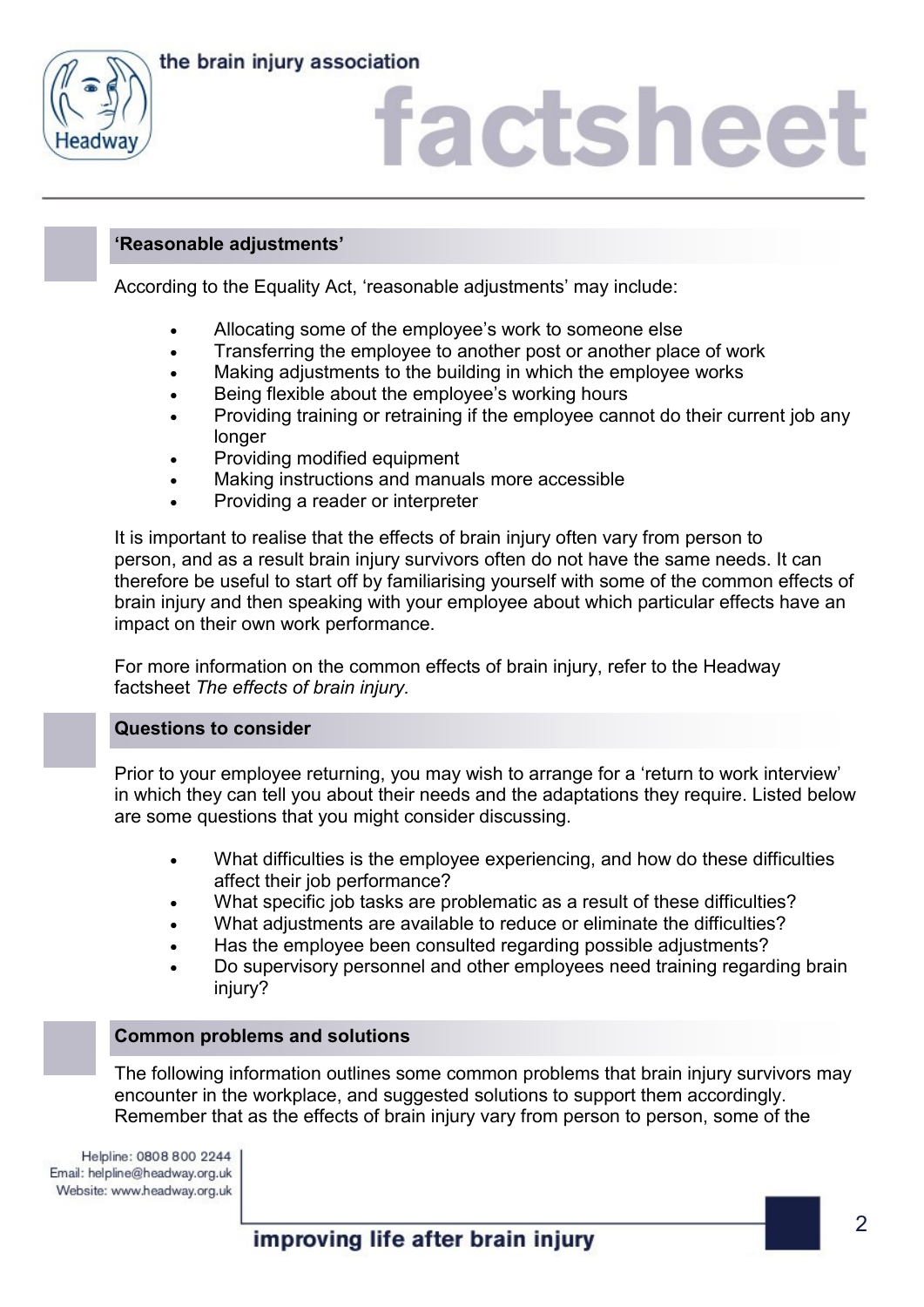## 'Reasonable adjustments'

According to the Equality Act, 'reasonable adjustments' may include:

- Allocating some of the employee's work to someone else
- Transferring the employee to another post or another place of work
- Making adjustments to the building in which the employee works
- Being flexible about the employee's working hours
- Providing training or retraining if the employee cannot do their current job any longer
- Providing modified equipment
- Making instructions and manuals more accessible
- Providing a reader or interpreter

It is important to realise that the effects of brain injury often vary from person to person, and as a result brain injury survivors often do not have the same needs. It can therefore be useful to start off by familiarising yourself with some of the common effects of brain injury and then speaking with your employee about which particular effects have an impact on their own work performance.

For more information on the common effects of brain injury, refer to the Headway factsheet *The effects of brain injury.*

## Questions to consider

Prior to your employee returning, you may wish to arrange for a 'return to work interview' in which they can tell you about their needs and the adaptations they require. Listed below are some questions that you might consider discussing.

- What difficulties is the employee experiencing, and how do these difficulties affect their job performance?
- What specific job tasks are problematic as a result of these difficulties?
- What adjustments are available to reduce or eliminate the difficulties?
- Has the employee been consulted regarding possible adjustments?
- Do supervisory personnel and other employees need training regarding brain injury?

## Common problems and solutions

The following information outlines some common problems that brain injury survivors may encounter in the workplace, and suggested solutions to support them accordingly. Remember that as the effects of brain injury vary from person to person, some of the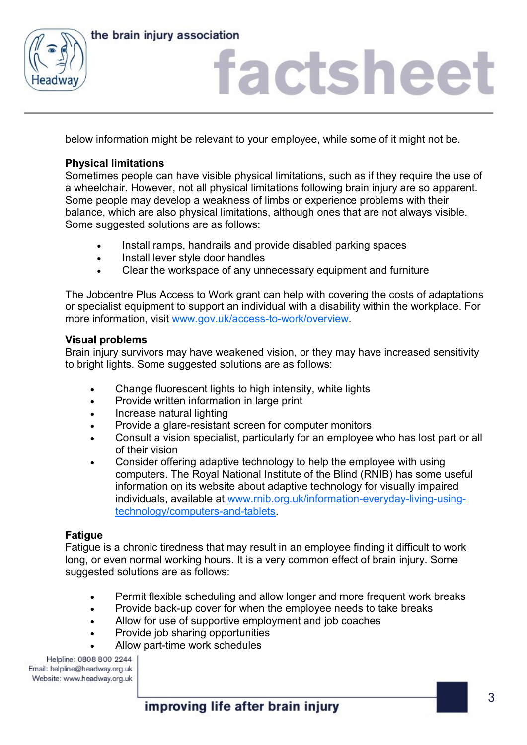below information might be relevant to your employee, while some of it might not be.

**Physical limitations**

Sometimes people can have visible physical limitations, such as if they require the use of a wheelchair. However, not all physical limitations following brain injury are so apparent. Some people may develop a weakness of limbs or experience problems with their balance, which are also physical limitations, although ones that are not always visible. Some suggested solutions are as follows:

- Install ramps, handrails and provide disabled parking spaces
- Install lever style door handles
- Clear the workspace of any unnecessary equipment and furniture

The Jobcentre Plus Access to Work grant can help with covering the costs of adaptations or specialist equipment to support an individual with a disability within the workplace. For more information, visit [www.gov.uk/access-to-work/overview](http://www.gov.uk/access-to-work/overview).

**Visual problems**

Brain injury survivors may have weakened vision, or they may have increased sensitivity to bright lights. Some suggested solutions are as follows:

- Change fluorescent lights to high intensity, white lights
- Provide written information in large print
- Increase natural lighting
- Provide a glare-resistant screen for computer monitors
- Consult a vision specialist, particularly for an employee who has lost part or all of their vision
- Consider offering adaptive technology to help the employee with using computers. The Royal National Institute of the Blind (RNIB) has some useful information on its website about adaptive technology for visually impaired individuals, available at [www.rnib.org.uk/information-everyday-living-using-technology/computers-and-tablets](http://www.rnib.org.uk/information-everyday-living-using-technology/computers-and-tablets).

**Fatigue**

Fatigue is a chronic tiredness that may result in an employee finding it difficult to work long, or even normal working hours. It is a very common effect of brain injury. Some suggested solutions are as follows:

- Permit flexible scheduling and allow longer and more frequent work breaks
- Provide back-up cover for when the employee needs to take breaks
- Allow for use of supportive employment and job coaches
- Provide job sharing opportunities
- Allow part-time work schedules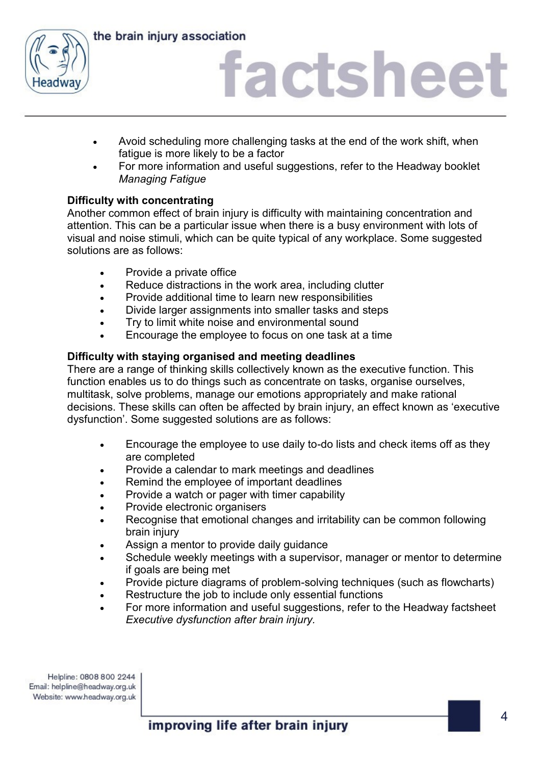- Avoid scheduling more challenging tasks at the end of the work shift, when fatigue is more likely to be a factor
- For more information and useful suggestions, refer to the Headway booklet *Managing Fatigue*

**Difficulty with concentrating**

Another common effect of brain injury is difficulty with maintaining concentration and attention. This can be a particular issue when there is a busy environment with lots of visual and noise stimuli, which can be quite typical of any workplace. Some suggested solutions are as follows:

- Provide a private office
- Reduce distractions in the work area, including clutter
- Provide additional time to learn new responsibilities
- Divide larger assignments into smaller tasks and steps
- Try to limit white noise and environmental sound
- Encourage the employee to focus on one task at a time

**Difficulty with staying organised and meeting deadlines**

There are a range of thinking skills collectively known as the executive function. This function enables us to do things such as concentrate on tasks, organise ourselves, multitask, solve problems, manage our emotions appropriately and make rational decisions. These skills can often be affected by brain injury, an effect known as 'executive dysfunction'. Some suggested solutions are as follows:

- Encourage the employee to use daily to-do lists and check items off as they are completed
- Provide a calendar to mark meetings and deadlines
- Remind the employee of important deadlines
- Provide a watch or pager with timer capability
- Provide electronic organisers
- Recognise that emotional changes and irritability can be common following brain injury
- Assign a mentor to provide daily guidance
- Schedule weekly meetings with a supervisor, manager or mentor to determine if goals are being met
- Provide picture diagrams of problem-solving techniques (such as flowcharts)
- Restructure the job to include only essential functions
- For more information and useful suggestions, refer to the Headway factsheet *Executive dysfunction after brain injury.*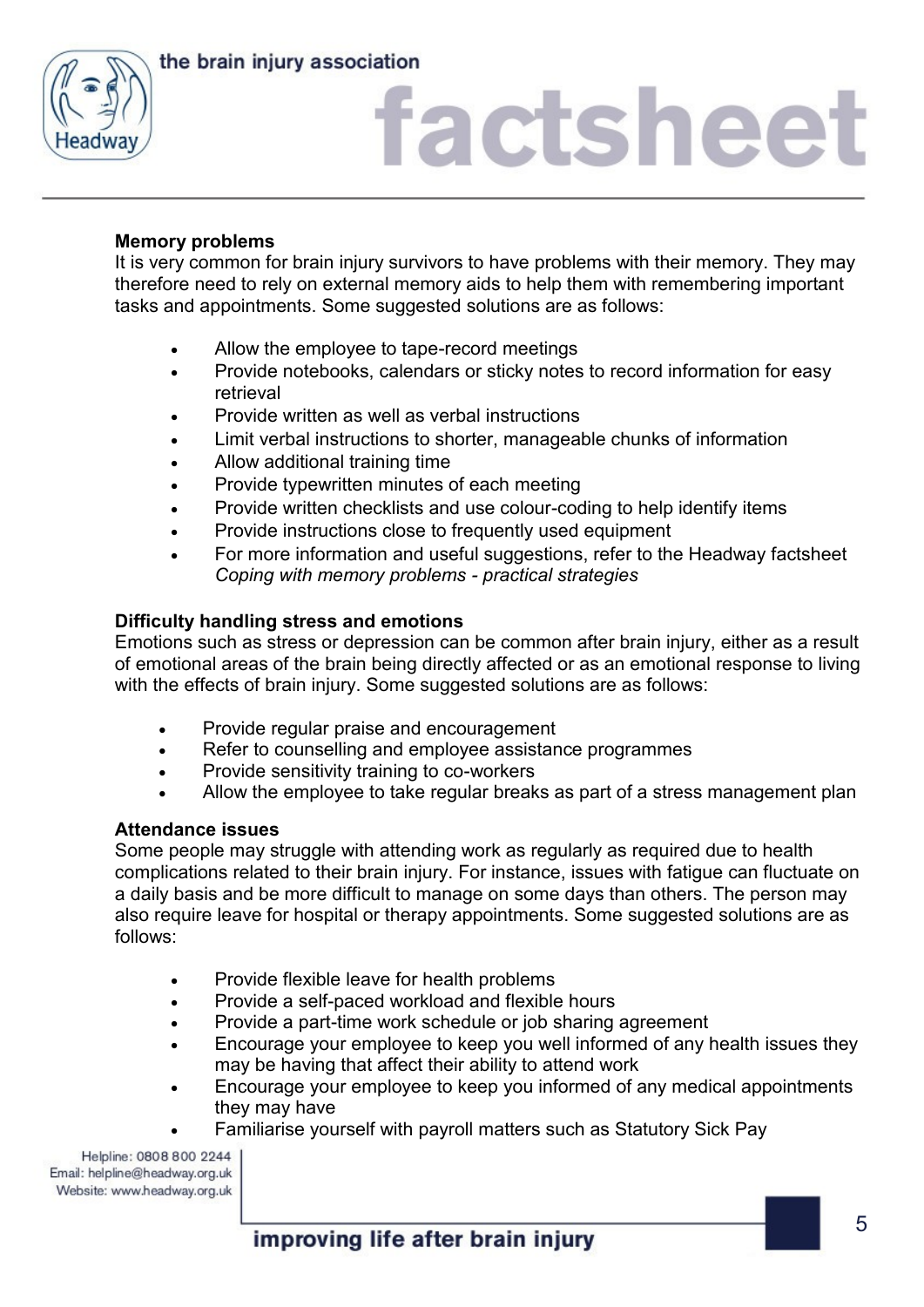**Memory problems**

It is very common for brain injury survivors to have problems with their memory. They may therefore need to rely on external memory aids to help them with remembering important tasks and appointments. Some suggested solutions are as follows:

- Allow the employee to tape-record meetings
- Provide notebooks, calendars or sticky notes to record information for easy retrieval
- Provide written as well as verbal instructions
- Limit verbal instructions to shorter, manageable chunks of information
- Allow additional training time
- Provide typewritten minutes of each meeting
- Provide written checklists and use colour-coding to help identify items
- Provide instructions close to frequently used equipment
- For more information and useful suggestions, refer to the Headway factsheet *Coping with memory problems - practical strategies*

**Difficulty handling stress and emotions**

Emotions such as stress or depression can be common after brain injury, either as a result of emotional areas of the brain being directly affected or as an emotional response to living with the effects of brain injury. Some suggested solutions are as follows:

- Provide regular praise and encouragement
- Refer to counselling and employee assistance programmes
- Provide sensitivity training to co-workers
- Allow the employee to take regular breaks as part of a stress management plan

**Attendance issues**

Some people may struggle with attending work as regularly as required due to health complications related to their brain injury. For instance, issues with fatigue can fluctuate on a daily basis and be more difficult to manage on some days than others. The person may also require leave for hospital or therapy appointments. Some suggested solutions are as follows:

- Provide flexible leave for health problems
- Provide a self-paced workload and flexible hours
- Provide a part-time work schedule or job sharing agreement
- Encourage your employee to keep you well informed of any health issues they may be having that affect their ability to attend work
- Encourage your employee to keep you informed of any medical appointments they may have
- Familiarise yourself with payroll matters such as Statutory Sick Pay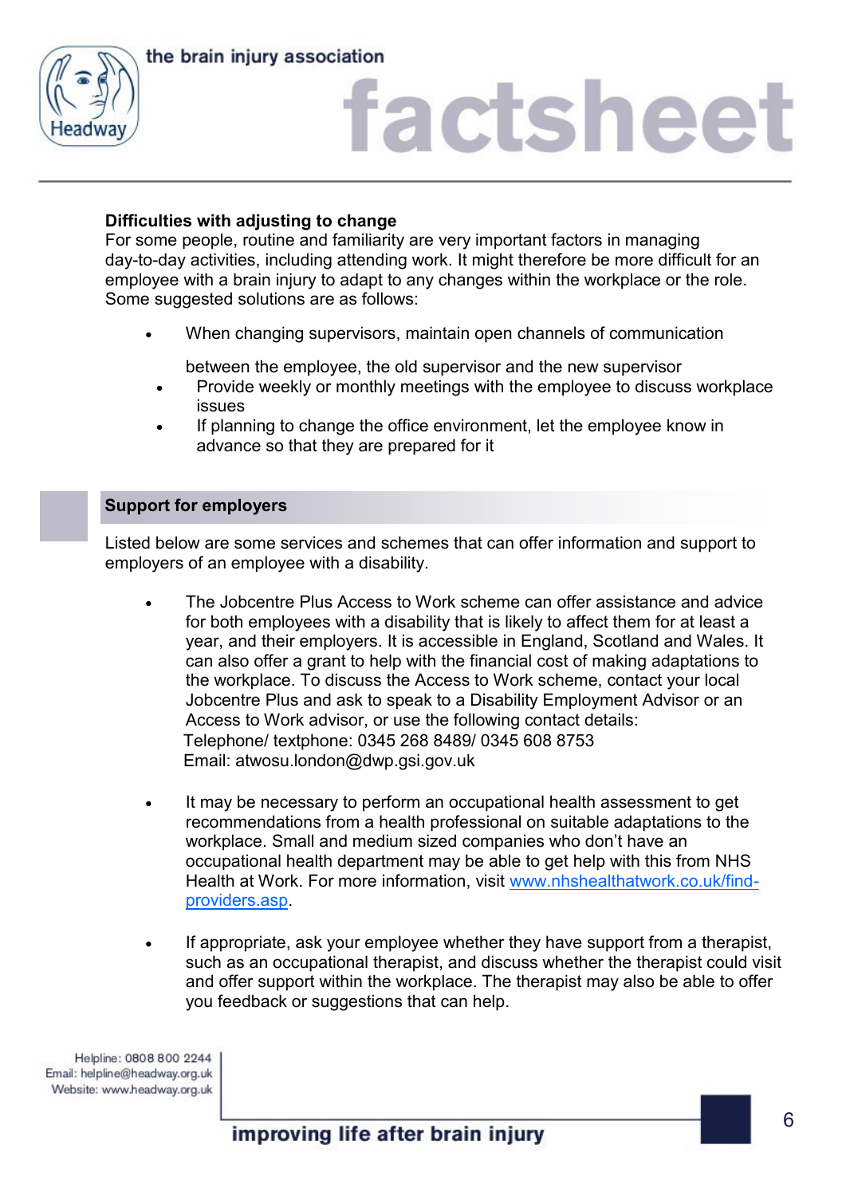**Difficulties with adjusting to change**

For some people, routine and familiarity are very important factors in managing day-to-day activities, including attending work. It might therefore be more difficult for an employee with a brain injury to adapt to any changes within the workplace or the role. Some suggested solutions are as follows:

- When changing supervisors, maintain open channels of communication between the employee, the old supervisor and the new supervisor
- Provide weekly or monthly meetings with the employee to discuss workplace issues
- If planning to change the office environment, let the employee know in advance so that they are prepared for it

## Support for employers

Listed below are some services and schemes that can offer information and support to employers of an employee with a disability.

- The Jobcentre Plus Access to Work scheme can offer assistance and advice for both employees with a disability that is likely to affect them for at least a year, and their employers. It is accessible in England, Scotland and Wales. It can also offer a grant to help with the financial cost of making adaptations to the workplace. To discuss the Access to Work scheme, contact your local Jobcentre Plus and ask to speak to a Disability Employment Advisor or an Access to Work advisor, or use the following contact details:
  Telephone/ textphone: 0345 268 8489/ 0345 608 8753
  Email: atwosu.london@dwp.gsi.gov.uk

- It may be necessary to perform an occupational health assessment to get recommendations from a health professional on suitable adaptations to the workplace. Small and medium sized companies who don't have an occupational health department may be able to get help with this from NHS Health at Work. For more information, visit [www.nhshealthatwork.co.uk/find-providers.asp](www.nhshealthatwork.co.uk/find-providers.asp).

- If appropriate, ask your employee whether they have support from a therapist, such as an occupational therapist, and discuss whether the therapist could visit and offer support within the workplace. The therapist may also be able to offer you feedback or suggestions that can help.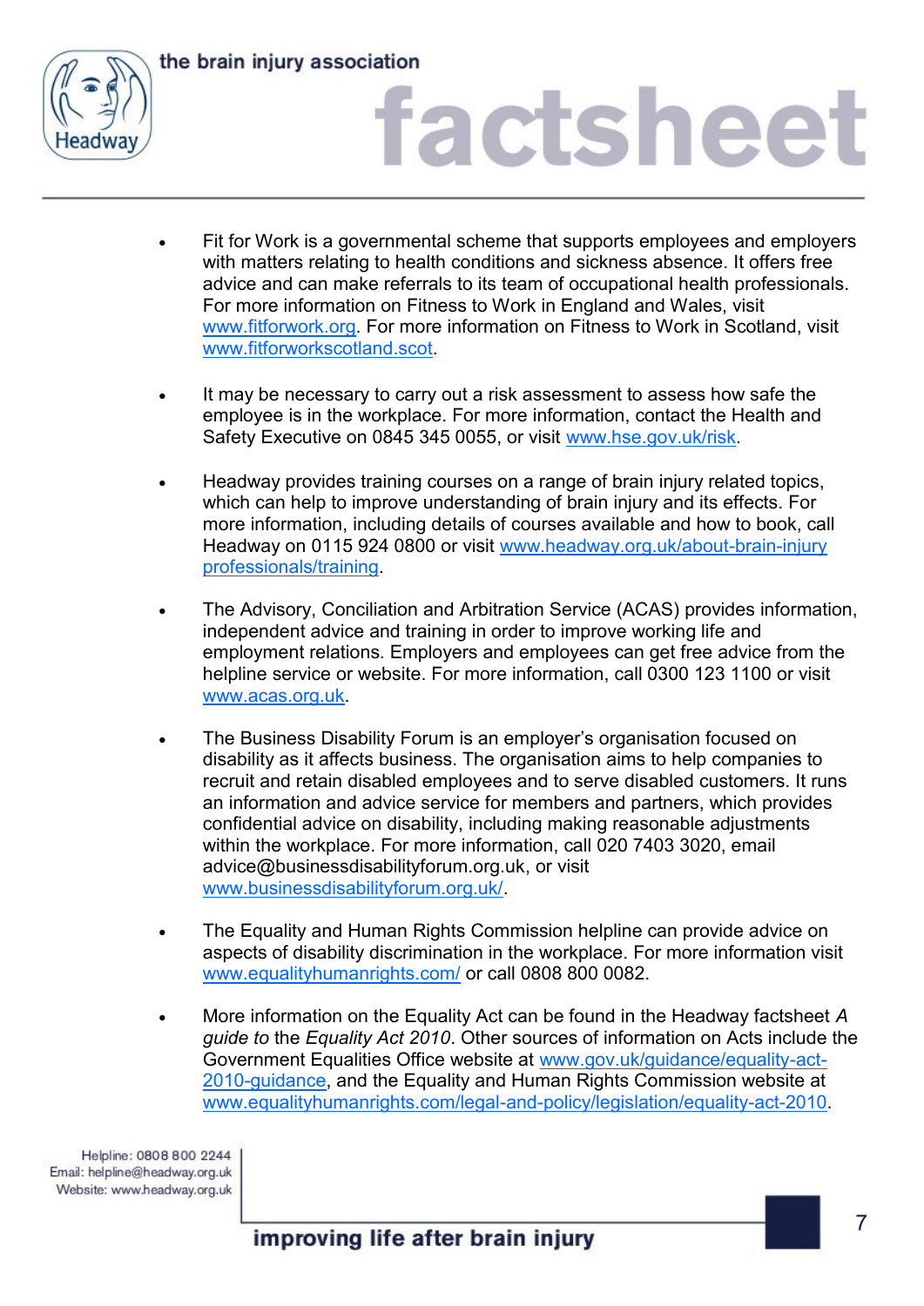- Fit for Work is a governmental scheme that supports employees and employers with matters relating to health conditions and sickness absence. It offers free advice and can make referrals to its team of occupational health professionals. For more information on Fitness to Work in England and Wales, visit www.fitforwork.org. For more information on Fitness to Work in Scotland, visit www.fitforworkscotland.scot.

- It may be necessary to carry out a risk assessment to assess how safe the employee is in the workplace. For more information, contact the Health and Safety Executive on 0845 345 0055, or visit www.hse.gov.uk/risk.

- Headway provides training courses on a range of brain injury related topics, which can help to improve understanding of brain injury and its effects. For more information, including details of courses available and how to book, call Headway on 0115 924 0800 or visit www.headway.org.uk/about-brain-injury professionals/training.

- The Advisory, Conciliation and Arbitration Service (ACAS) provides information, independent advice and training in order to improve working life and employment relations. Employers and employees can get free advice from the helpline service or website. For more information, call 0300 123 1100 or visit www.acas.org.uk.

- The Business Disability Forum is an employer's organisation focused on disability as it affects business. The organisation aims to help companies to recruit and retain disabled employees and to serve disabled customers. It runs an information and advice service for members and partners, which provides confidential advice on disability, including making reasonable adjustments within the workplace. For more information, call 020 7403 3020, email advice@businessdisabilityforum.org.uk, or visit www.businessdisabilityforum.org.uk/.

- The Equality and Human Rights Commission helpline can provide advice on aspects of disability discrimination in the workplace. For more information visit www.equalityhumanrights.com/ or call 0808 800 0082.

- More information on the Equality Act can be found in the Headway factsheet *A guide to* the *Equality Act 2010*. Other sources of information on Acts include the Government Equalities Office website at www.gov.uk/guidance/equality-act-2010-guidance, and the Equality and Human Rights Commission website at www.equalityhumanrights.com/legal-and-policy/legislation/equality-act-2010.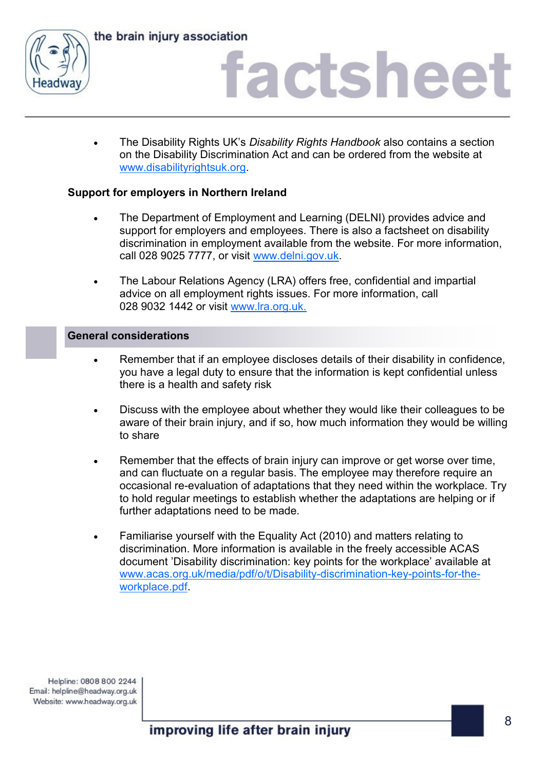- The Disability Rights UK's *Disability Rights Handbook* also contains a section on the Disability Discrimination Act and can be ordered from the website at www.disabilityrightsuk.org.

**Support for employers in Northern Ireland**

- The Department of Employment and Learning (DELNI) provides advice and support for employers and employees. There is also a factsheet on disability discrimination in employment available from the website. For more information, call 028 9025 7777, or visit www.delni.gov.uk.

- The Labour Relations Agency (LRA) offers free, confidential and impartial advice on all employment rights issues. For more information, call 028 9032 1442 or visit www.lra.org.uk.

## General considerations

- Remember that if an employee discloses details of their disability in confidence, you have a legal duty to ensure that the information is kept confidential unless there is a health and safety risk

- Discuss with the employee about whether they would like their colleagues to be aware of their brain injury, and if so, how much information they would be willing to share

- Remember that the effects of brain injury can improve or get worse over time, and can fluctuate on a regular basis. The employee may therefore require an occasional re-evaluation of adaptations that they need within the workplace. Try to hold regular meetings to establish whether the adaptations are helping or if further adaptations need to be made.

- Familiarise yourself with the Equality Act (2010) and matters relating to discrimination. More information is available in the freely accessible ACAS document 'Disability discrimination: key points for the workplace' available at www.acas.org.uk/media/pdf/o/t/Disability-discrimination-key-points-for-the-workplace.pdf.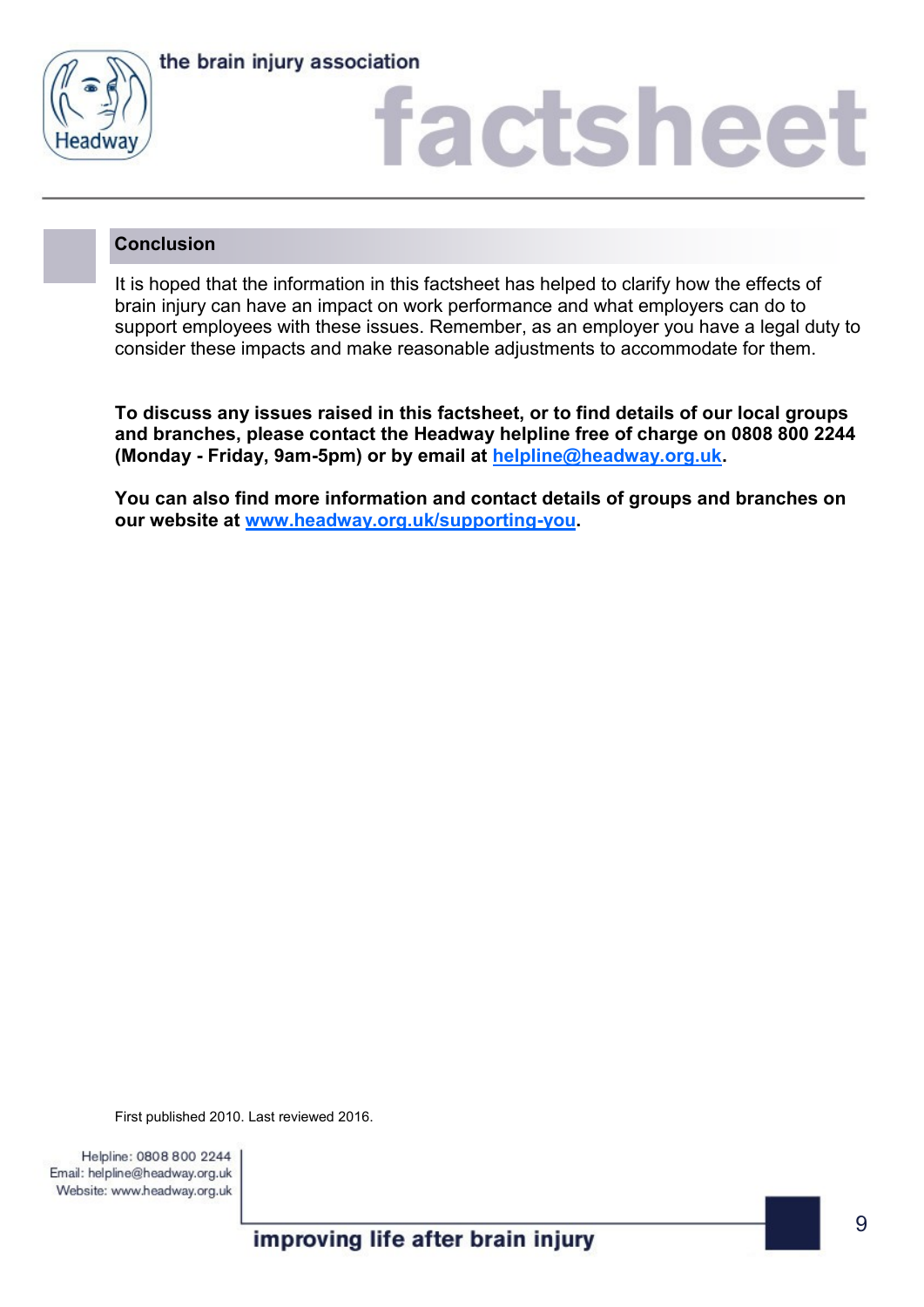## Conclusion

It is hoped that the information in this factsheet has helped to clarify how the effects of brain injury can have an impact on work performance and what employers can do to support employees with these issues. Remember, as an employer you have a legal duty to consider these impacts and make reasonable adjustments to accommodate for them.

**To discuss any issues raised in this factsheet, or to find details of our local groups and branches, please contact the Headway helpline free of charge on 0808 800 2244 (Monday - Friday, 9am-5pm) or by email at helpline@headway.org.uk.**

**You can also find more information and contact details of groups and branches on our website at www.headway.org.uk/supporting-you.**

First published 2010. Last reviewed 2016.